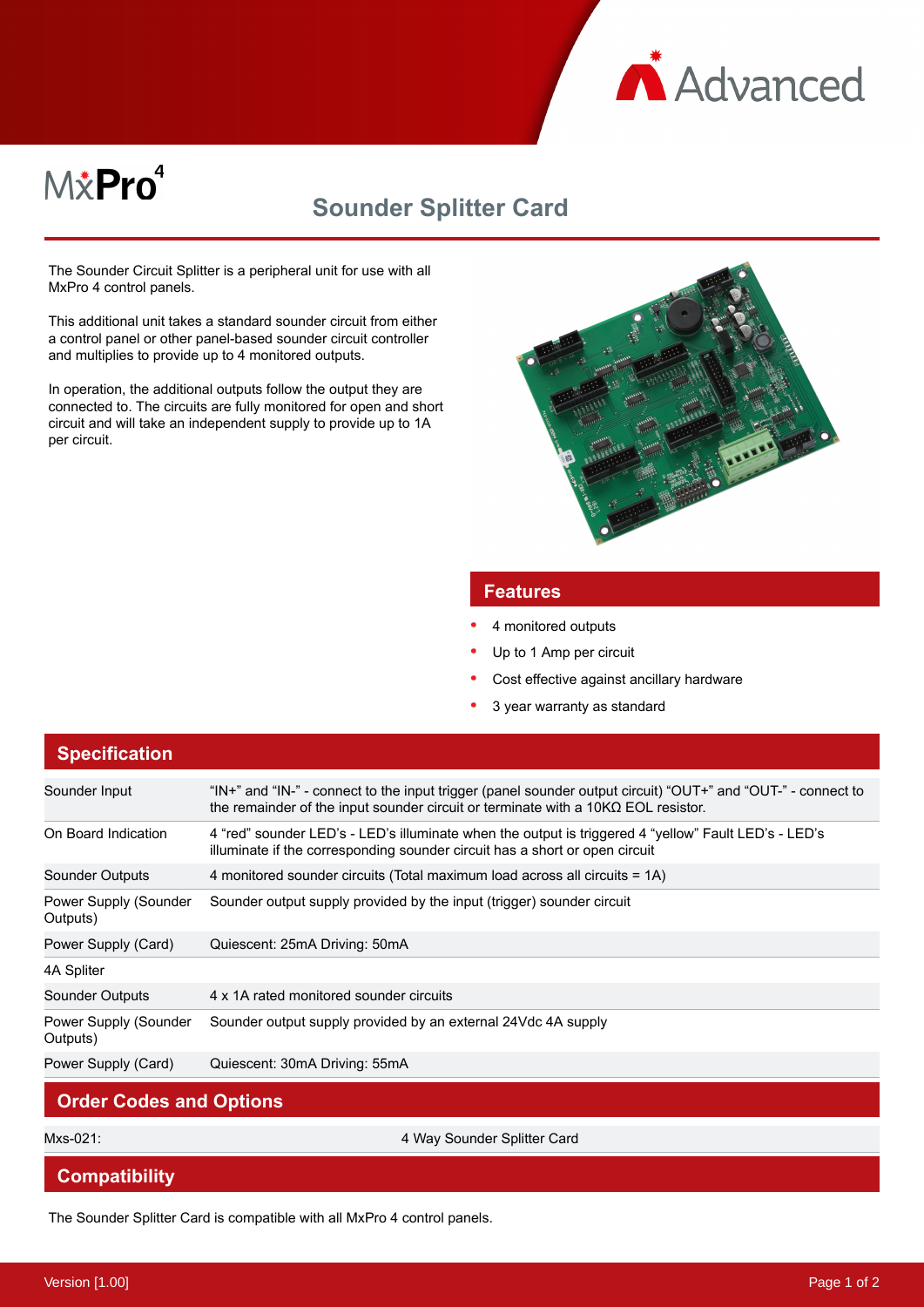# MxPro 4

## Sounder Splitter Card

The Sounder Circuit Splitter is a peripheral unit for use with all MxPro 4 control panels.

This additional unit takes a standard sounder circuit from either a control panel or other panel-based sounder circuit controller and multiplies to provide up to 4 monitored outputs.

In operation, the additional outputs follow the output they are connected to. The circuits are fully monitored for open and short circuit and will take an independent supply to provide up to 1A per circuit.

## Features

- 4 monitored outputs
- Up to 1 Amp per circuit
- Cost effective against ancillary hardware
- 3 year warranty as standard

## Specification

| | |
|---|---|
| Sounder Input | "IN+" and "IN-" - connect to the input trigger (panel sounder output circuit) "OUT+" and "OUT-" - connect to the remainder of the input sounder circuit or terminate with a 10KΩ EOL resistor. |
| On Board Indication | 4 "red" sounder LED's - LED's illuminate when the output is triggered 4 "yellow" Fault LED's - LED's illuminate if the corresponding sounder circuit has a short or open circuit |
| Sounder Outputs | 4 monitored sounder circuits (Total maximum load across all circuits = 1A) |
| Power Supply (Sounder Outputs) | Sounder output supply provided by the input (trigger) sounder circuit |
| Power Supply (Card) | Quiescent: 25mA Driving: 50mA |
| 4A Spliter | |
| Sounder Outputs | 4 x 1A rated monitored sounder circuits |
| Power Supply (Sounder Outputs) | Sounder output supply provided by an external 24Vdc 4A supply |
| Power Supply (Card) | Quiescent: 30mA Driving: 55mA |

## Order Codes and Options

| | |
|---|---|
| Mxs-021: | 4 Way Sounder Splitter Card |

## Compatibility

The Sounder Splitter Card is compatible with all MxPro 4 control panels.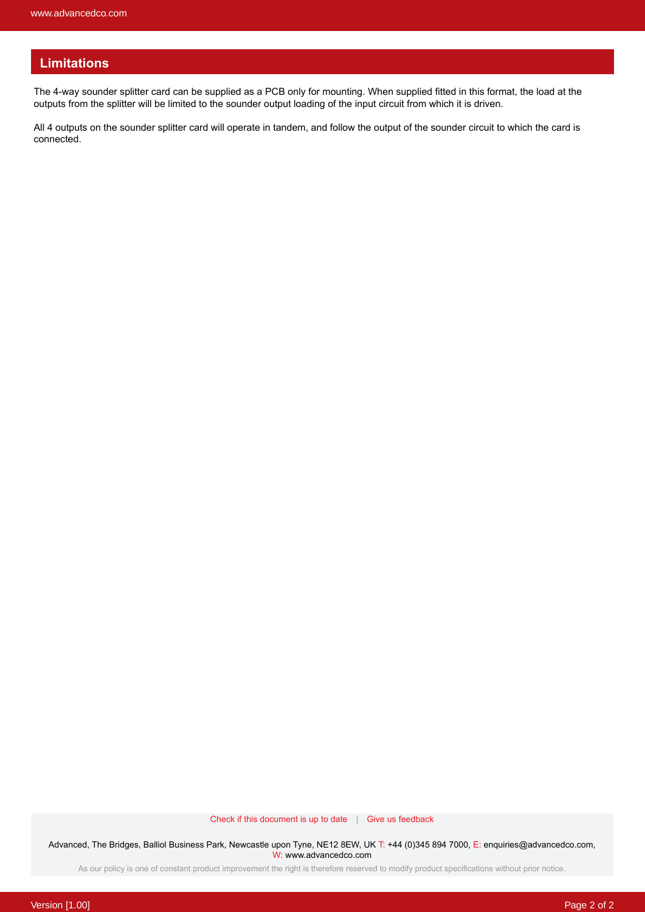## Limitations

The 4-way sounder splitter card can be supplied as a PCB only for mounting. When supplied fitted in this format, the load at the outputs from the splitter will be limited to the sounder output loading of the input circuit from which it is driven.

All 4 outputs on the sounder splitter card will operate in tandem, and follow the output of the sounder circuit to which the card is connected.

Check if this document is up to date | Give us feedback

Advanced, The Bridges, Balliol Business Park, Newcastle upon Tyne, NE12 8EW, UK T: +44 (0)345 894 7000, E: enquiries@advancedco.com, W: www.advancedco.com

As our policy is one of constant product improvement the right is therefore reserved to modify product specifications without prior notice.

Version [1.00]